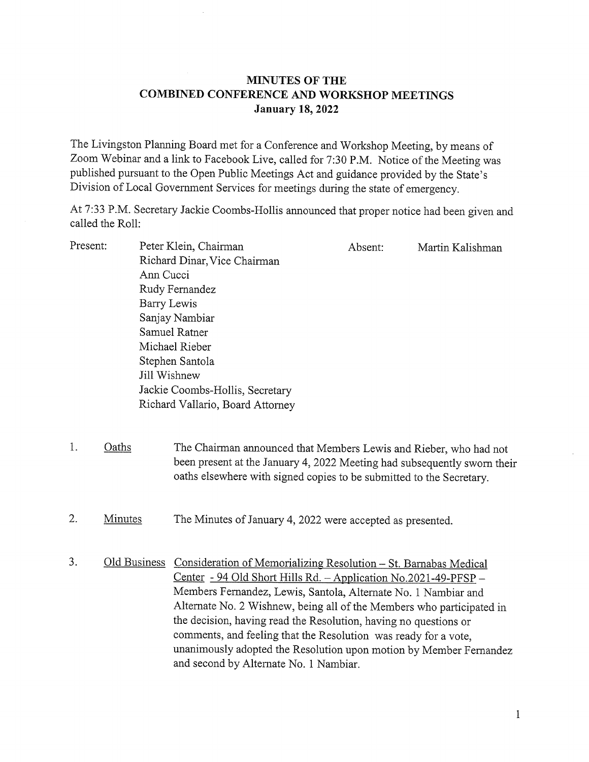# MINUTES OF THE COMBINED CONFERENCE AND WORKSHOP MEETINGS
## January 18, 2022

The Livingston Planning Board met for a Conference and Workshop Meeting, by means of Zoom Webinar and a link to Facebook Live, called for 7:30 P.M. Notice of the Meeting was published pursuant to the Open Public Meetings Act and guidance provided by the State's Division of Local Government Services for meetings during the state of emergency.

At 7:33 P.M. Secretary Jackie Coombs-Hollis announced that proper notice had been given and called the Roll:

Present:
- Peter Klein, Chairman
- Richard Dinar, Vice Chairman
- Ann Cucci
- Rudy Fernandez
- Barry Lewis
- Sanjay Nambiar
- Samuel Ratner
- Michael Rieber
- Stephen Santola
- Jill Wishnew
- Jackie Coombs-Hollis, Secretary
- Richard Vallario, Board Attorney

Absent:
- Martin Kalishman

1. Oaths — The Chairman announced that Members Lewis and Rieber, who had not been present at the January 4, 2022 Meeting had subsequently sworn their oaths elsewhere with signed copies to be submitted to the Secretary.

2. Minutes — The Minutes of January 4, 2022 were accepted as presented.

3. Old Business — Consideration of Memorializing Resolution – St. Barnabas Medical Center - 94 Old Short Hills Rd. – Application No.2021-49-PFSP – Members Fernandez, Lewis, Santola, Alternate No. 1 Nambiar and Alternate No. 2 Wishnew, being all of the Members who participated in the decision, having read the Resolution, having no questions or comments, and feeling that the Resolution was ready for a vote, unanimously adopted the Resolution upon motion by Member Fernandez and second by Alternate No. 1 Nambiar.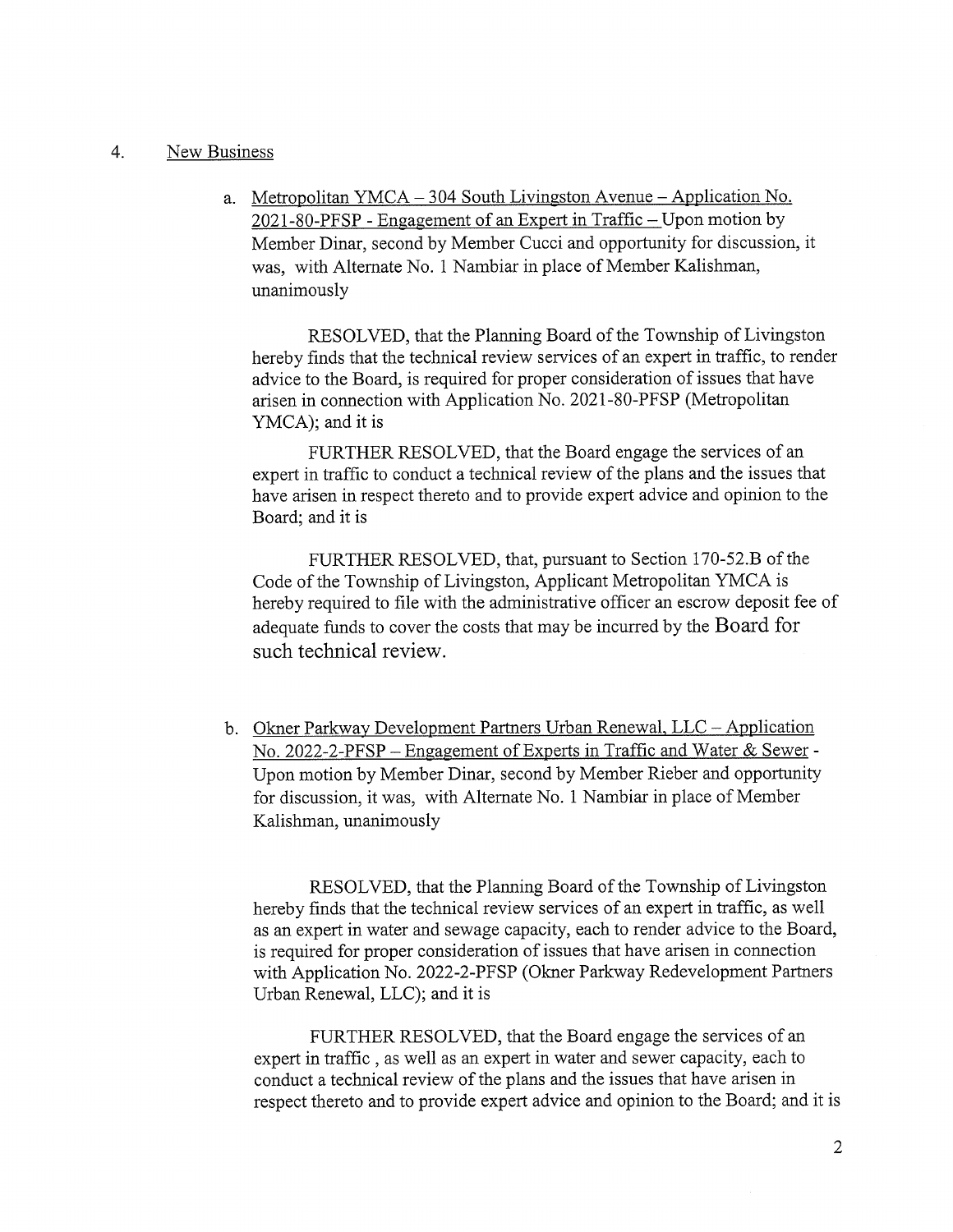4. New Business

   a. Metropolitan YMCA – 304 South Livingston Avenue – Application No. 2021-80-PFSP - Engagement of an Expert in Traffic – Upon motion by Member Dinar, second by Member Cucci and opportunity for discussion, it was, with Alternate No. 1 Nambiar in place of Member Kalishman, unanimously

      RESOLVED, that the Planning Board of the Township of Livingston hereby finds that the technical review services of an expert in traffic, to render advice to the Board, is required for proper consideration of issues that have arisen in connection with Application No. 2021-80-PFSP (Metropolitan YMCA); and it is

      FURTHER RESOLVED, that the Board engage the services of an expert in traffic to conduct a technical review of the plans and the issues that have arisen in respect thereto and to provide expert advice and opinion to the Board; and it is

      FURTHER RESOLVED, that, pursuant to Section 170-52.B of the Code of the Township of Livingston, Applicant Metropolitan YMCA is hereby required to file with the administrative officer an escrow deposit fee of adequate funds to cover the costs that may be incurred by the Board for such technical review.

   b. Okner Parkway Development Partners Urban Renewal, LLC – Application No. 2022-2-PFSP – Engagement of Experts in Traffic and Water & Sewer - Upon motion by Member Dinar, second by Member Rieber and opportunity for discussion, it was, with Alternate No. 1 Nambiar in place of Member Kalishman, unanimously

      RESOLVED, that the Planning Board of the Township of Livingston hereby finds that the technical review services of an expert in traffic, as well as an expert in water and sewage capacity, each to render advice to the Board, is required for proper consideration of issues that have arisen in connection with Application No. 2022-2-PFSP (Okner Parkway Redevelopment Partners Urban Renewal, LLC); and it is

      FURTHER RESOLVED, that the Board engage the services of an expert in traffic , as well as an expert in water and sewer capacity, each to conduct a technical review of the plans and the issues that have arisen in respect thereto and to provide expert advice and opinion to the Board; and it is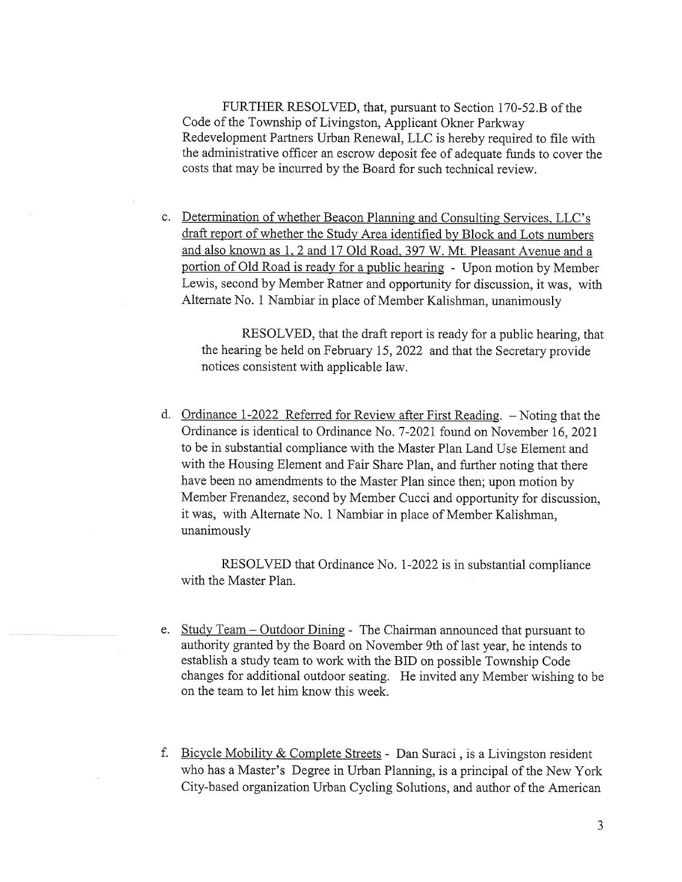FURTHER RESOLVED, that, pursuant to Section 170-52.B of the Code of the Township of Livingston, Applicant Okner Parkway Redevelopment Partners Urban Renewal, LLC is hereby required to file with the administrative officer an escrow deposit fee of adequate funds to cover the costs that may be incurred by the Board for such technical review.

c. Determination of whether Beacon Planning and Consulting Services, LLC's draft report of whether the Study Area identified by Block and Lots numbers and also known as 1, 2 and 17 Old Road, 397 W. Mt. Pleasant Avenue and a portion of Old Road is ready for a public hearing - Upon motion by Member Lewis, second by Member Ratner and opportunity for discussion, it was, with Alternate No. 1 Nambiar in place of Member Kalishman, unanimously

RESOLVED, that the draft report is ready for a public hearing, that the hearing be held on February 15, 2022 and that the Secretary provide notices consistent with applicable law.

d. Ordinance 1-2022 Referred for Review after First Reading. – Noting that the Ordinance is identical to Ordinance No. 7-2021 found on November 16, 2021 to be in substantial compliance with the Master Plan Land Use Element and with the Housing Element and Fair Share Plan, and further noting that there have been no amendments to the Master Plan since then; upon motion by Member Frenandez, second by Member Cucci and opportunity for discussion, it was, with Alternate No. 1 Nambiar in place of Member Kalishman, unanimously

RESOLVED that Ordinance No. 1-2022 is in substantial compliance with the Master Plan.

e. Study Team – Outdoor Dining - The Chairman announced that pursuant to authority granted by the Board on November 9th of last year, he intends to establish a study team to work with the BID on possible Township Code changes for additional outdoor seating. He invited any Member wishing to be on the team to let him know this week.

f. Bicycle Mobility & Complete Streets - Dan Suraci , is a Livingston resident who has a Master's Degree in Urban Planning, is a principal of the New York City-based organization Urban Cycling Solutions, and author of the American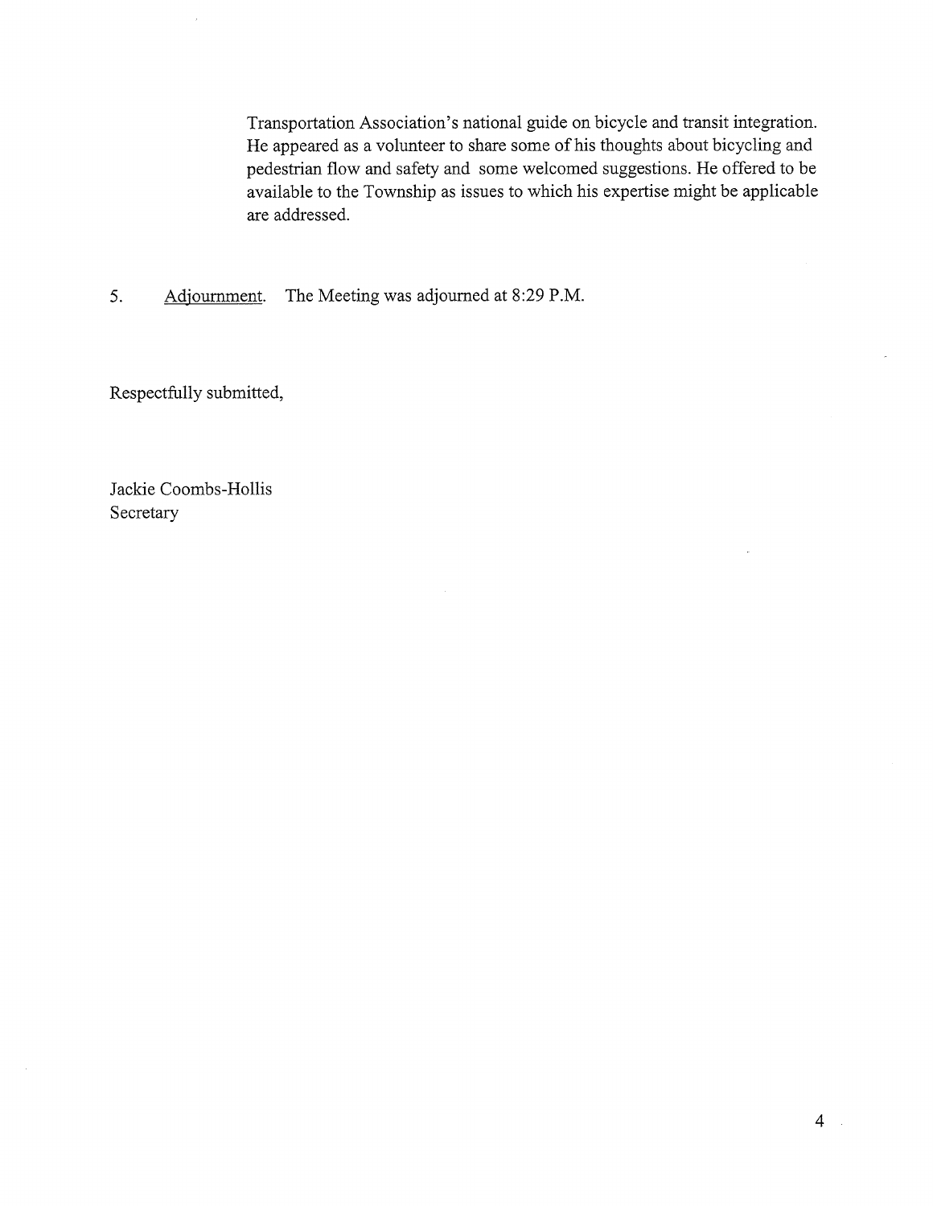Transportation Association's national guide on bicycle and transit integration. He appeared as a volunteer to share some of his thoughts about bicycling and pedestrian flow and safety and some welcomed suggestions. He offered to be available to the Township as issues to which his expertise might be applicable are addressed.

5. Adjournment. The Meeting was adjourned at 8:29 P.M.

Respectfully submitted,

Jackie Coombs-Hollis
Secretary